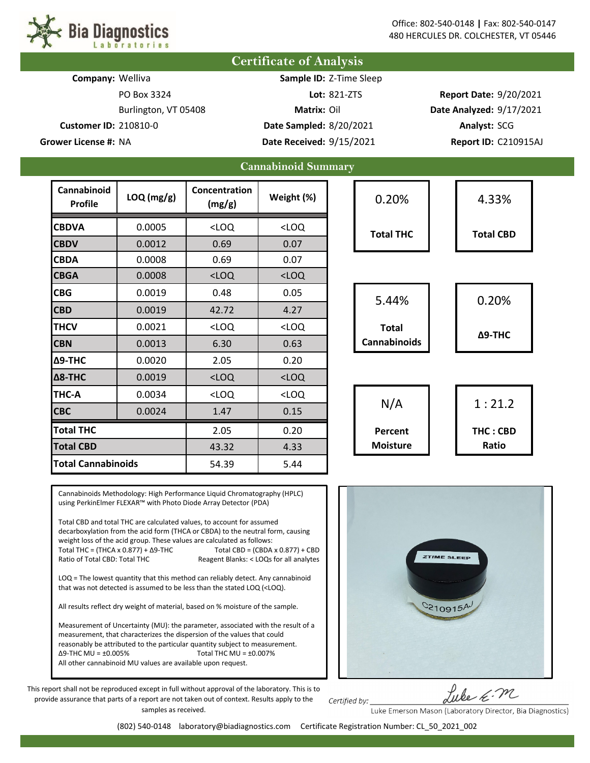Office: 802-540-0148 | Fax: 802-540-0147
480 HERCULES DR. COLCHESTER, VT 05446

# Certificate of Analysis

**Company:** Welliva
PO Box 3324
Burlington, VT 05408
**Customer ID:** 210810-0
**Grower License #:** NA

**Sample ID:** Z-Time Sleep
**Lot:** 821-ZTS
**Matrix:** Oil
**Date Sampled:** 8/20/2021
**Date Received:** 9/15/2021

**Report Date:** 9/20/2021
**Date Analyzed:** 9/17/2021
**Analyst:** SCG
**Report ID:** C210915AJ

## Cannabinoid Summary

| Cannabinoid Profile | LOQ (mg/g) | Concentration (mg/g) | Weight (%) |
|---|---|---|---|
| CBDVA | 0.0005 | <LOQ | <LOQ |
| CBDV | 0.0012 | 0.69 | 0.07 |
| CBDA | 0.0008 | 0.69 | 0.07 |
| CBGA | 0.0008 | <LOQ | <LOQ |
| CBG | 0.0019 | 0.48 | 0.05 |
| CBD | 0.0019 | 42.72 | 4.27 |
| THCV | 0.0021 | <LOQ | <LOQ |
| CBN | 0.0013 | 6.30 | 0.63 |
| Δ9-THC | 0.0020 | 2.05 | 0.20 |
| Δ8-THC | 0.0019 | <LOQ | <LOQ |
| THC-A | 0.0034 | <LOQ | <LOQ |
| CBC | 0.0024 | 1.47 | 0.15 |
| **Total THC** | | 2.05 | 0.20 |
| **Total CBD** | | 43.32 | 4.33 |
| **Total Cannabinoids** | | 54.39 | 5.44 |

| | |
|---|---|
| 0.20% **Total THC** | 4.33% **Total CBD** |
| 5.44% **Total Cannabinoids** | 0.20% **Δ9-THC** |
| N/A **Percent Moisture** | 1 : 21.2 **THC : CBD Ratio** |

Cannabinoids Methodology: High Performance Liquid Chromatography (HPLC) using PerkinElmer FLEXAR™ with Photo Diode Array Detector (PDA)

Total CBD and total THC are calculated values, to account for assumed decarboxylation from the acid form (THCA or CBDA) to the neutral form, causing weight loss of the acid group. These values are calculated as follows:
Total THC = (THCA x 0.877) + Δ9-THC    Total CBD = (CBDA x 0.877) + CBD
Ratio of Total CBD: Total THC    Reagent Blanks: < LOQs for all analytes

LOQ = The lowest quantity that this method can reliably detect. Any cannabinoid that was not detected is assumed to be less than the stated LOQ (<LOQ).

All results reflect dry weight of material, based on % moisture of the sample.

Measurement of Uncertainty (MU): the parameter, associated with the result of a measurement, that characterizes the dispersion of the values that could reasonably be attributed to the particular quantity subject to measurement.
Δ9-THC MU = ±0.005%    Total THC MU = ±0.007%
All other cannabinoid MU values are available upon request.

This report shall not be reproduced except in full without approval of the laboratory. This is to provide assurance that parts of a report are not taken out of context. Results apply to the samples as received.

Certified by: Luke E. M
Luke Emerson Mason (Laboratory Director, Bia Diagnostics)

(802) 540-0148 laboratory@biadiagnostics.com Certificate Registration Number: CL_50_2021_002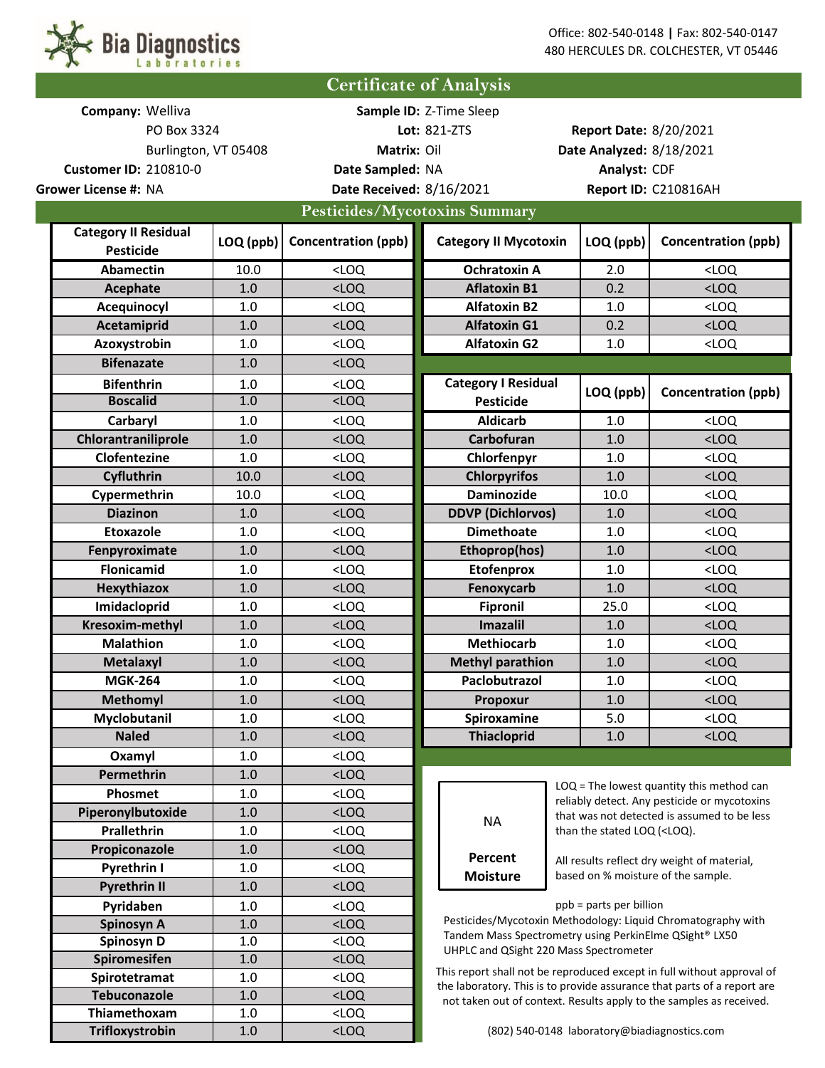Bia Diagnostics Laboratories

Office: 802-540-0148 | Fax: 802-540-0147
480 HERCULES DR. COLCHESTER, VT 05446

# Certificate of Analysis

**Company:** Welliva
PO Box 3324
Burlington, VT 05408
**Customer ID:** 210810-0
**Grower License #:** NA

**Sample ID:** Z-Time Sleep
**Lot:** 821-ZTS
**Matrix:** Oil
**Date Sampled:** NA
**Date Received:** 8/16/2021

**Report Date:** 8/20/2021
**Date Analyzed:** 8/18/2021
**Analyst:** CDF
**Report ID:** C210816AH

## Pesticides/Mycotoxins Summary

| Category II Residual Pesticide | LOQ (ppb) | Concentration (ppb) |
|---|---|---|
| Abamectin | 10.0 | <LOQ |
| Acephate | 1.0 | <LOQ |
| Acequinocyl | 1.0 | <LOQ |
| Acetamiprid | 1.0 | <LOQ |
| Azoxystrobin | 1.0 | <LOQ |
| Bifenazate | 1.0 | <LOQ |
| Bifenthrin | 1.0 | <LOQ |
| Boscalid | 1.0 | <LOQ |
| Carbaryl | 1.0 | <LOQ |
| Chlorantraniliprole | 1.0 | <LOQ |
| Clofentezine | 1.0 | <LOQ |
| Cyfluthrin | 10.0 | <LOQ |
| Cypermethrin | 10.0 | <LOQ |
| Diazinon | 1.0 | <LOQ |
| Etoxazole | 1.0 | <LOQ |
| Fenpyroximate | 1.0 | <LOQ |
| Flonicamid | 1.0 | <LOQ |
| Hexythiazox | 1.0 | <LOQ |
| Imidacloprid | 1.0 | <LOQ |
| Kresoxim-methyl | 1.0 | <LOQ |
| Malathion | 1.0 | <LOQ |
| Metalaxyl | 1.0 | <LOQ |
| MGK-264 | 1.0 | <LOQ |
| Methomyl | 1.0 | <LOQ |
| Myclobutanil | 1.0 | <LOQ |
| Naled | 1.0 | <LOQ |
| Oxamyl | 1.0 | <LOQ |
| Permethrin | 1.0 | <LOQ |
| Phosmet | 1.0 | <LOQ |
| Piperonylbutoxide | 1.0 | <LOQ |
| Prallethrin | 1.0 | <LOQ |
| Propiconazole | 1.0 | <LOQ |
| Pyrethrin I | 1.0 | <LOQ |
| Pyrethrin II | 1.0 | <LOQ |
| Pyridaben | 1.0 | <LOQ |
| Spinosyn A | 1.0 | <LOQ |
| Spinosyn D | 1.0 | <LOQ |
| Spiromesifen | 1.0 | <LOQ |
| Spirotetramat | 1.0 | <LOQ |
| Tebuconazole | 1.0 | <LOQ |
| Thiamethoxam | 1.0 | <LOQ |
| Trifloxystrobin | 1.0 | <LOQ |

| Category II Mycotoxin | LOQ (ppb) | Concentration (ppb) |
|---|---|---|
| Ochratoxin A | 2.0 | <LOQ |
| Aflatoxin B1 | 0.2 | <LOQ |
| Alfatoxin B2 | 1.0 | <LOQ |
| Alfatoxin G1 | 0.2 | <LOQ |
| Alfatoxin G2 | 1.0 | <LOQ |

| Category I Residual Pesticide | LOQ (ppb) | Concentration (ppb) |
|---|---|---|
| Aldicarb | 1.0 | <LOQ |
| Carbofuran | 1.0 | <LOQ |
| Chlorfenpyr | 1.0 | <LOQ |
| Chlorpyrifos | 1.0 | <LOQ |
| Daminozide | 10.0 | <LOQ |
| DDVP (Dichlorvos) | 1.0 | <LOQ |
| Dimethoate | 1.0 | <LOQ |
| Ethoprop(hos) | 1.0 | <LOQ |
| Etofenprox | 1.0 | <LOQ |
| Fenoxycarb | 1.0 | <LOQ |
| Fipronil | 25.0 | <LOQ |
| Imazalil | 1.0 | <LOQ |
| Methiocarb | 1.0 | <LOQ |
| Methyl parathion | 1.0 | <LOQ |
| Paclobutrazol | 1.0 | <LOQ |
| Propoxur | 1.0 | <LOQ |
| Spiroxamine | 5.0 | <LOQ |
| Thiacloprid | 1.0 | <LOQ |

NA

**Percent Moisture**

LOQ = The lowest quantity this method can reliably detect. Any pesticide or mycotoxins that was not detected is assumed to be less than the stated LOQ (<LOQ).

All results reflect dry weight of material, based on % moisture of the sample.

ppb = parts per billion

Pesticides/Mycotoxin Methodology: Liquid Chromatography with Tandem Mass Spectrometry using PerkinElme QSight® LX50 UHPLC and QSight 220 Mass Spectrometer

This report shall not be reproduced except in full without approval of the laboratory. This is to provide assurance that parts of a report are not taken out of context. Results apply to the samples as received.

(802) 540-0148 laboratory@biadiagnostics.com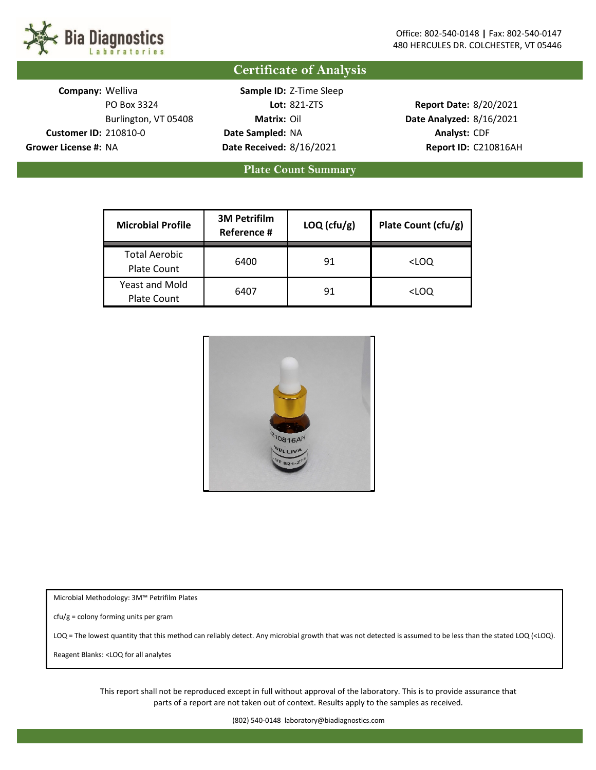Bia Diagnostics Laboratories

Office: 802-540-0148 | Fax: 802-540-0147
480 HERCULES DR. COLCHESTER, VT 05446

# Certificate of Analysis

**Company:** Welliva
PO Box 3324
Burlington, VT 05408
**Customer ID:** 210810-0
**Grower License #:** NA

**Sample ID:** Z-Time Sleep
**Lot:** 821-ZTS
**Matrix:** Oil
**Date Sampled:** NA
**Date Received:** 8/16/2021

**Report Date:** 8/20/2021
**Date Analyzed:** 8/16/2021
**Analyst:** CDF
**Report ID:** C210816AH

## Plate Count Summary

| Microbial Profile | 3M Petrifilm Reference # | LOQ (cfu/g) | Plate Count (cfu/g) |
|---|---|---|---|
| Total Aerobic Plate Count | 6400 | 91 | <LOQ |
| Yeast and Mold Plate Count | 6407 | 91 | <LOQ |

Microbial Methodology: 3M™ Petrifilm Plates

cfu/g = colony forming units per gram

LOQ = The lowest quantity that this method can reliably detect. Any microbial growth that was not detected is assumed to be less than the stated LOQ (<LOQ).

Reagent Blanks: <LOQ for all analytes

This report shall not be reproduced except in full without approval of the laboratory. This is to provide assurance that parts of a report are not taken out of context. Results apply to the samples as received.

(802) 540-0148 laboratory@biadiagnostics.com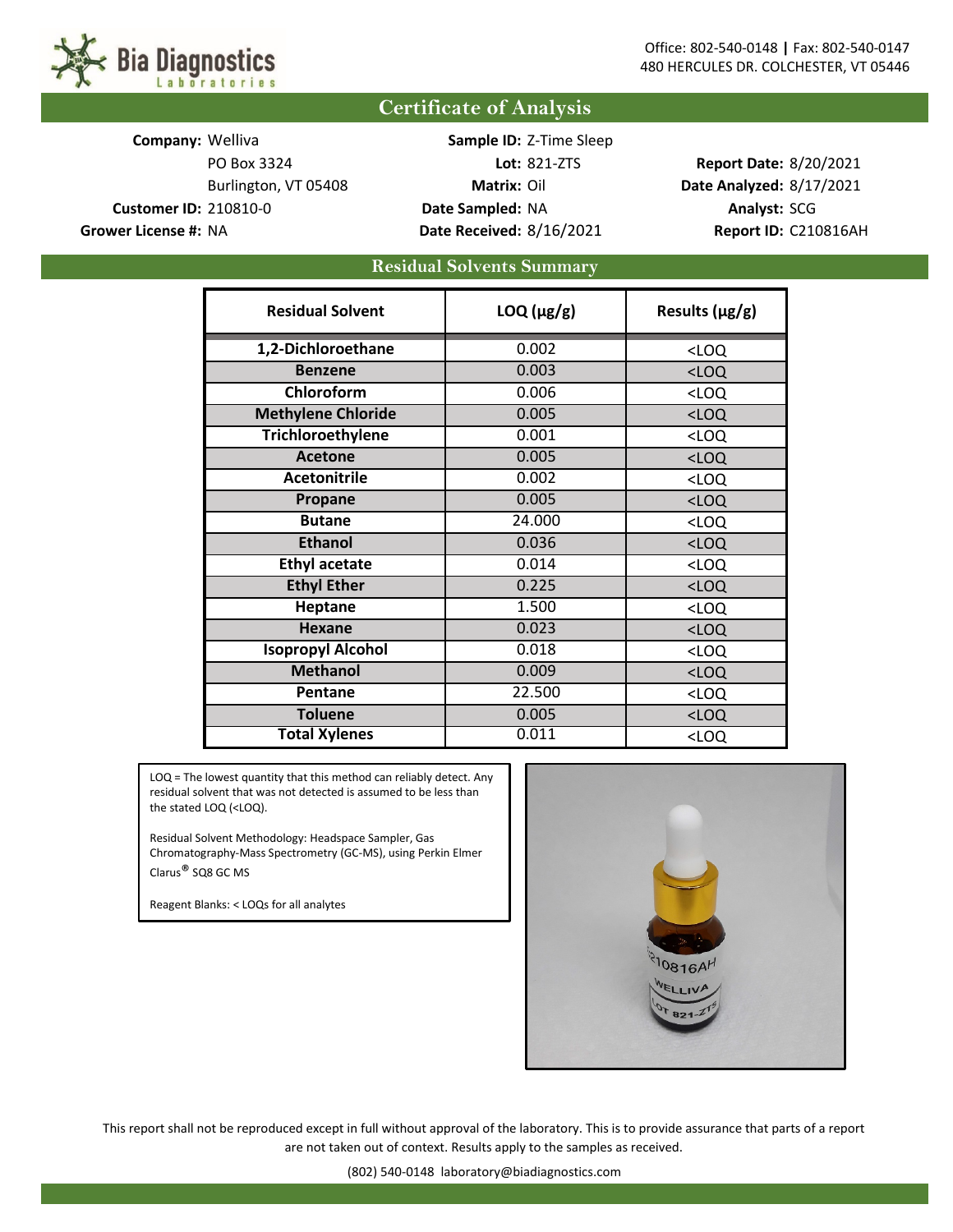**Bia Diagnostics Laboratories**

Office: 802-540-0148 | Fax: 802-540-0147
480 HERCULES DR. COLCHESTER, VT 05446

# Certificate of Analysis

**Company:** Welliva
PO Box 3324
Burlington, VT 05408
**Customer ID:** 210810-0
**Grower License #:** NA

**Sample ID:** Z-Time Sleep
**Lot:** 821-ZTS
**Matrix:** Oil
**Date Sampled:** NA
**Date Received:** 8/16/2021

**Report Date:** 8/20/2021
**Date Analyzed:** 8/17/2021
**Analyst:** SCG
**Report ID:** C210816AH

## Residual Solvents Summary

| Residual Solvent | LOQ (µg/g) | Results (µg/g) |
|---|---|---|
| 1,2-Dichloroethane | 0.002 | <LOQ |
| Benzene | 0.003 | <LOQ |
| Chloroform | 0.006 | <LOQ |
| Methylene Chloride | 0.005 | <LOQ |
| Trichloroethylene | 0.001 | <LOQ |
| Acetone | 0.005 | <LOQ |
| Acetonitrile | 0.002 | <LOQ |
| Propane | 0.005 | <LOQ |
| Butane | 24.000 | <LOQ |
| Ethanol | 0.036 | <LOQ |
| Ethyl acetate | 0.014 | <LOQ |
| Ethyl Ether | 0.225 | <LOQ |
| Heptane | 1.500 | <LOQ |
| Hexane | 0.023 | <LOQ |
| Isopropyl Alcohol | 0.018 | <LOQ |
| Methanol | 0.009 | <LOQ |
| Pentane | 22.500 | <LOQ |
| Toluene | 0.005 | <LOQ |
| Total Xylenes | 0.011 | <LOQ |

LOQ = The lowest quantity that this method can reliably detect. Any residual solvent that was not detected is assumed to be less than the stated LOQ (<LOQ).

Residual Solvent Methodology: Headspace Sampler, Gas Chromatography-Mass Spectrometry (GC-MS), using Perkin Elmer Clarus® SQ8 GC MS

Reagent Blanks: < LOQs for all analytes

This report shall not be reproduced except in full without approval of the laboratory. This is to provide assurance that parts of a report are not taken out of context. Results apply to the samples as received.

(802) 540-0148 laboratory@biadiagnostics.com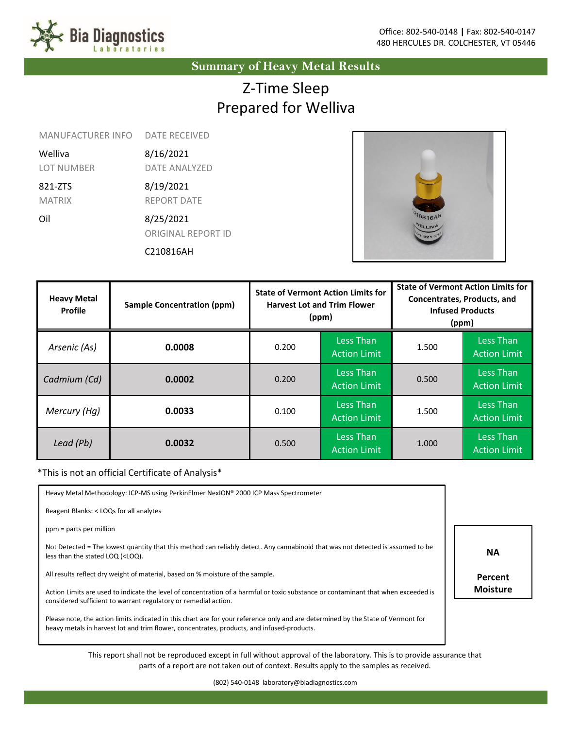Office: 802-540-0148 | Fax: 802-540-0147
480 HERCULES DR. COLCHESTER, VT 05446

## Summary of Heavy Metal Results

# Z-Time Sleep
# Prepared for Welliva

MANUFACTURER INFO
Welliva

LOT NUMBER
821-ZTS

MATRIX
Oil

DATE RECEIVED
8/16/2021

DATE ANALYZED
8/19/2021

REPORT DATE
8/25/2021

ORIGINAL REPORT ID
C210816AH

| Heavy Metal Profile | Sample Concentration (ppm) | State of Vermont Action Limits for Harvest Lot and Trim Flower (ppm) | | State of Vermont Action Limits for Concentrates, Products, and Infused Products (ppm) | |
|---|---|---|---|---|---|
| *Arsenic (As)* | **0.0008** | 0.200 | Less Than Action Limit | 1.500 | Less Than Action Limit |
| *Cadmium (Cd)* | **0.0002** | 0.200 | Less Than Action Limit | 0.500 | Less Than Action Limit |
| *Mercury (Hg)* | **0.0033** | 0.100 | Less Than Action Limit | 1.500 | Less Than Action Limit |
| *Lead (Pb)* | **0.0032** | 0.500 | Less Than Action Limit | 1.000 | Less Than Action Limit |

*This is not an official Certificate of Analysis*

Heavy Metal Methodology: ICP-MS using PerkinElmer NexION® 2000 ICP Mass Spectrometer

Reagent Blanks: < LOQs for all analytes

ppm = parts per million

Not Detected = The lowest quantity that this method can reliably detect. Any cannabinoid that was not detected is assumed to be less than the stated LOQ (<LOQ).

All results reflect dry weight of material, based on % moisture of the sample.

Action Limits are used to indicate the level of concentration of a harmful or toxic substance or contaminant that when exceeded is considered sufficient to warrant regulatory or remedial action.

Please note, the action limits indicated in this chart are for your reference only and are determined by the State of Vermont for heavy metals in harvest lot and trim flower, concentrates, products, and infused-products.

**NA**

**Percent Moisture**

This report shall not be reproduced except in full without approval of the laboratory. This is to provide assurance that parts of a report are not taken out of context. Results apply to the samples as received.

(802) 540-0148 laboratory@biadiagnostics.com